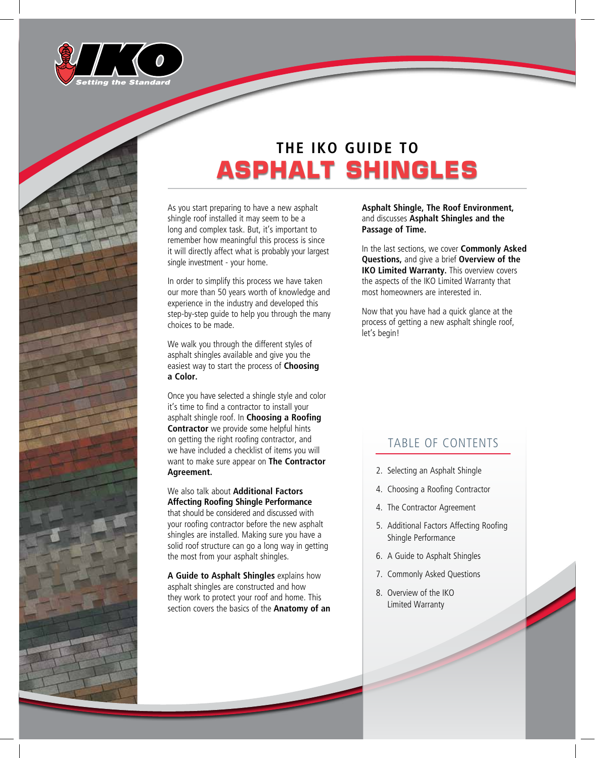Setting the Standard

# THE IKO GUIDE TO ASPHALT SHINGLES

As you start preparing to have a new asphalt shingle roof installed it may seem to be a long and complex task. But, it's important to remember how meaningful this process is since it will directly affect what is probably your largest single investment - your home.

In order to simplify this process we have taken our more than 50 years worth of knowledge and experience in the industry and developed this step-by-step guide to help you through the many choices to be made.

We walk you through the different styles of asphalt shingles available and give you the easiest way to start the process of **Choosing a Color.**

Once you have selected a shingle style and color it's time to find a contractor to install your asphalt shingle roof. In **Choosing a Roofing Contractor** we provide some helpful hints on getting the right roofing contractor, and we have included a checklist of items you will want to make sure appear on **The Contractor Agreement.**

We also talk about **Additional Factors Affecting Roofing Shingle Performance** that should be considered and discussed with your roofing contractor before the new asphalt shingles are installed. Making sure you have a solid roof structure can go a long way in getting the most from your asphalt shingles.

**A Guide to Asphalt Shingles** explains how asphalt shingles are constructed and how they work to protect your roof and home. This section covers the basics of the **Anatomy of an Asphalt Shingle, The Roof Environment,** and discusses **Asphalt Shingles and the Passage of Time.**

In the last sections, we cover **Commonly Asked Questions,** and give a brief **Overview of the IKO Limited Warranty.** This overview covers the aspects of the IKO Limited Warranty that most homeowners are interested in.

Now that you have had a quick glance at the process of getting a new asphalt shingle roof, let's begin!

## TABLE OF CONTENTS

2. Selecting an Asphalt Shingle
4. Choosing a Roofing Contractor
4. The Contractor Agreement
5. Additional Factors Affecting Roofing Shingle Performance
6. A Guide to Asphalt Shingles
7. Commonly Asked Questions
8. Overview of the IKO Limited Warranty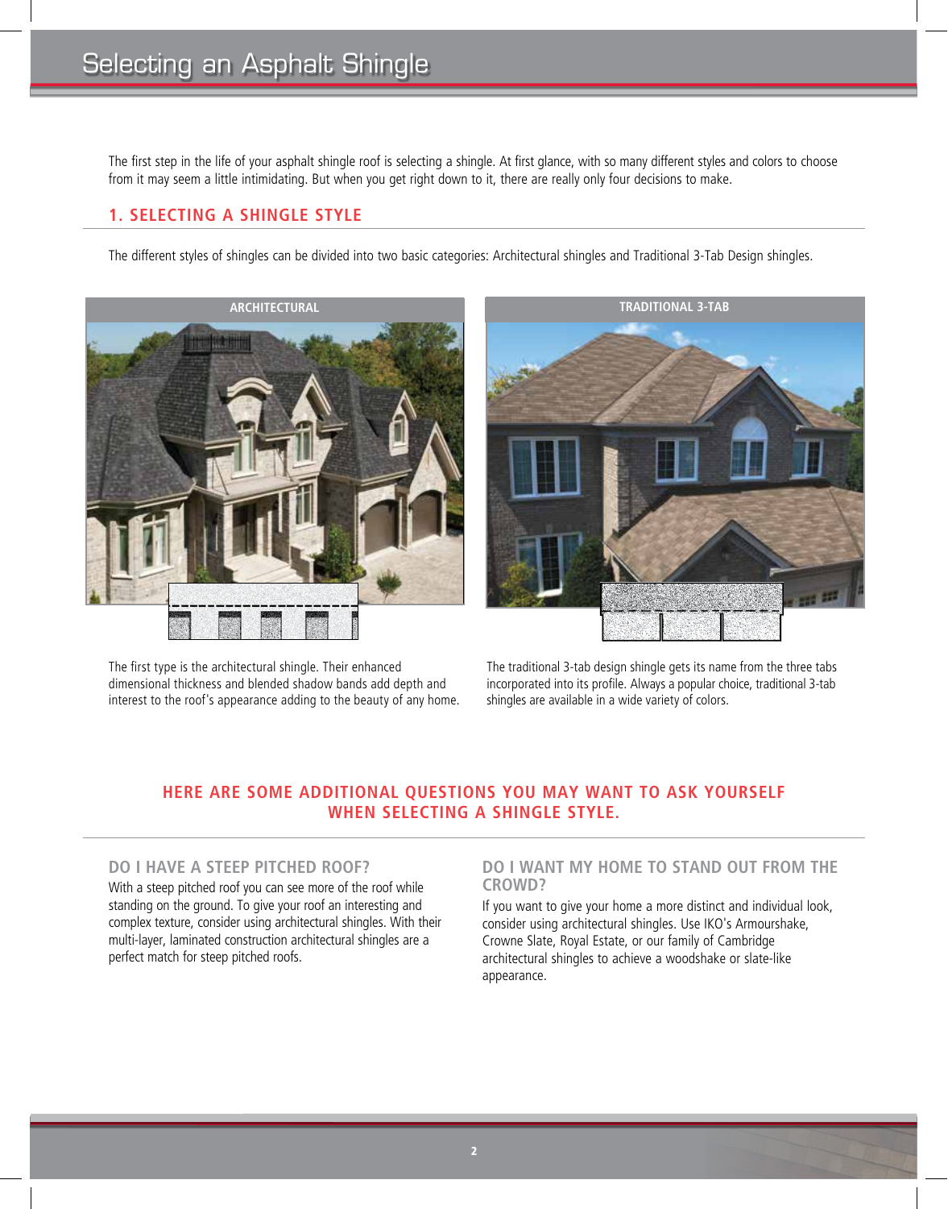# Selecting an Asphalt Shingle

The first step in the life of your asphalt shingle roof is selecting a shingle. At first glance, with so many different styles and colors to choose from it may seem a little intimidating. But when you get right down to it, there are really only four decisions to make.

## 1. SELECTING A SHINGLE STYLE

The different styles of shingles can be divided into two basic categories: Architectural shingles and Traditional 3-Tab Design shingles.

**ARCHITECTURAL**

The first type is the architectural shingle. Their enhanced dimensional thickness and blended shadow bands add depth and interest to the roof's appearance adding to the beauty of any home.

**TRADITIONAL 3-TAB**

The traditional 3-tab design shingle gets its name from the three tabs incorporated into its profile. Always a popular choice, traditional 3-tab shingles are available in a wide variety of colors.

## HERE ARE SOME ADDITIONAL QUESTIONS YOU MAY WANT TO ASK YOURSELF WHEN SELECTING A SHINGLE STYLE.

### DO I HAVE A STEEP PITCHED ROOF?

With a steep pitched roof you can see more of the roof while standing on the ground. To give your roof an interesting and complex texture, consider using architectural shingles. With their multi-layer, laminated construction architectural shingles are a perfect match for steep pitched roofs.

### DO I WANT MY HOME TO STAND OUT FROM THE CROWD?

If you want to give your home a more distinct and individual look, consider using architectural shingles. Use IKO's Armourshake, Crowne Slate, Royal Estate, or our family of Cambridge architectural shingles to achieve a woodshake or slate-like appearance.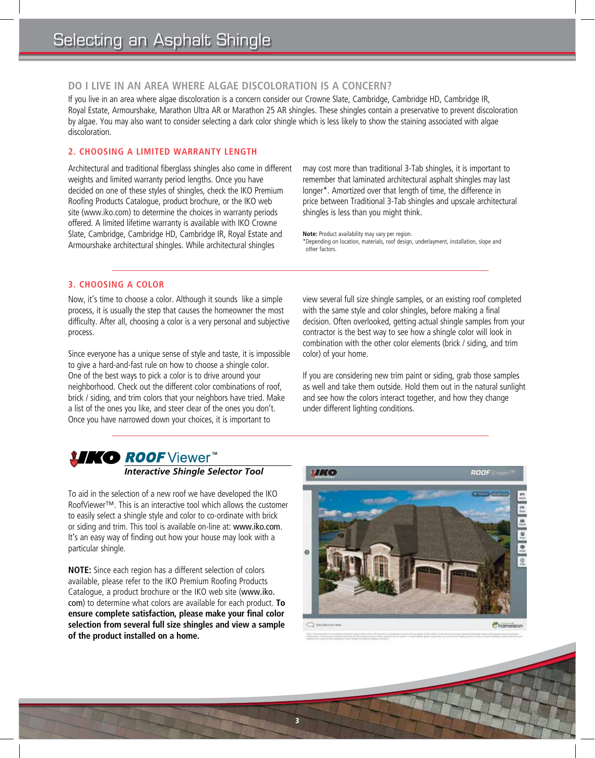# Selecting an Asphalt Shingle

### DO I LIVE IN AN AREA WHERE ALGAE DISCOLORATION IS A CONCERN?

If you live in an area where algae discoloration is a concern consider our Crowne Slate, Cambridge, Cambridge HD, Cambridge IR, Royal Estate, Armourshake, Marathon Ultra AR or Marathon 25 AR shingles. These shingles contain a preservative to prevent discoloration by algae. You may also want to consider selecting a dark color shingle which is less likely to show the staining associated with algae discoloration.

### 2. CHOOSING A LIMITED WARRANTY LENGTH

Architectural and traditional fiberglass shingles also come in different weights and limited warranty period lengths. Once you have decided on one of these styles of shingles, check the IKO Premium Roofing Products Catalogue, product brochure, or the IKO web site (www.iko.com) to determine the choices in warranty periods offered. A limited lifetime warranty is available with IKO Crowne Slate, Cambridge, Cambridge HD, Cambridge IR, Royal Estate and Armourshake architectural shingles. While architectural shingles may cost more than traditional 3-Tab shingles, it is important to remember that laminated architectural asphalt shingles may last longer*. Amortized over that length of time, the difference in price between Traditional 3-Tab shingles and upscale architectural shingles is less than you might think.

**Note:** Product availability may vary per region.
*Depending on location, materials, roof design, underlayment, installation, slope and other factors.

### 3. CHOOSING A COLOR

Now, it's time to choose a color. Although it sounds like a simple process, it is usually the step that causes the homeowner the most difficulty. After all, choosing a color is a very personal and subjective process.

Since everyone has a unique sense of style and taste, it is impossible to give a hard-and-fast rule on how to choose a shingle color. One of the best ways to pick a color is to drive around your neighborhood. Check out the different color combinations of roof, brick / siding, and trim colors that your neighbors have tried. Make a list of the ones you like, and steer clear of the ones you don't. Once you have narrowed down your choices, it is important to view several full size shingle samples, or an existing roof completed with the same style and color shingles, before making a final decision. Often overlooked, getting actual shingle samples from your contractor is the best way to see how a shingle color will look in combination with the other color elements (brick / siding, and trim color) of your home.

If you are considering new trim paint or siding, grab those samples as well and take them outside. Hold them out in the natural sunlight and see how the colors interact together, and how they change under different lighting conditions.

## IKO ROOF Viewer™

***Interactive Shingle Selector Tool***

To aid in the selection of a new roof we have developed the IKO RoofViewer™. This is an interactive tool which allows the customer to easily select a shingle style and color to co-ordinate with brick or siding and trim. This tool is available on-line at: www.iko.com. It's an easy way of finding out how your house may look with a particular shingle.

**NOTE:** Since each region has a different selection of colors available, please refer to the IKO Premium Roofing Products Catalogue, a product brochure or the IKO web site (www.iko.com) to determine what colors are available for each product. **To ensure complete satisfaction, please make your final color selection from several full size shingles and view a sample of the product installed on a home.**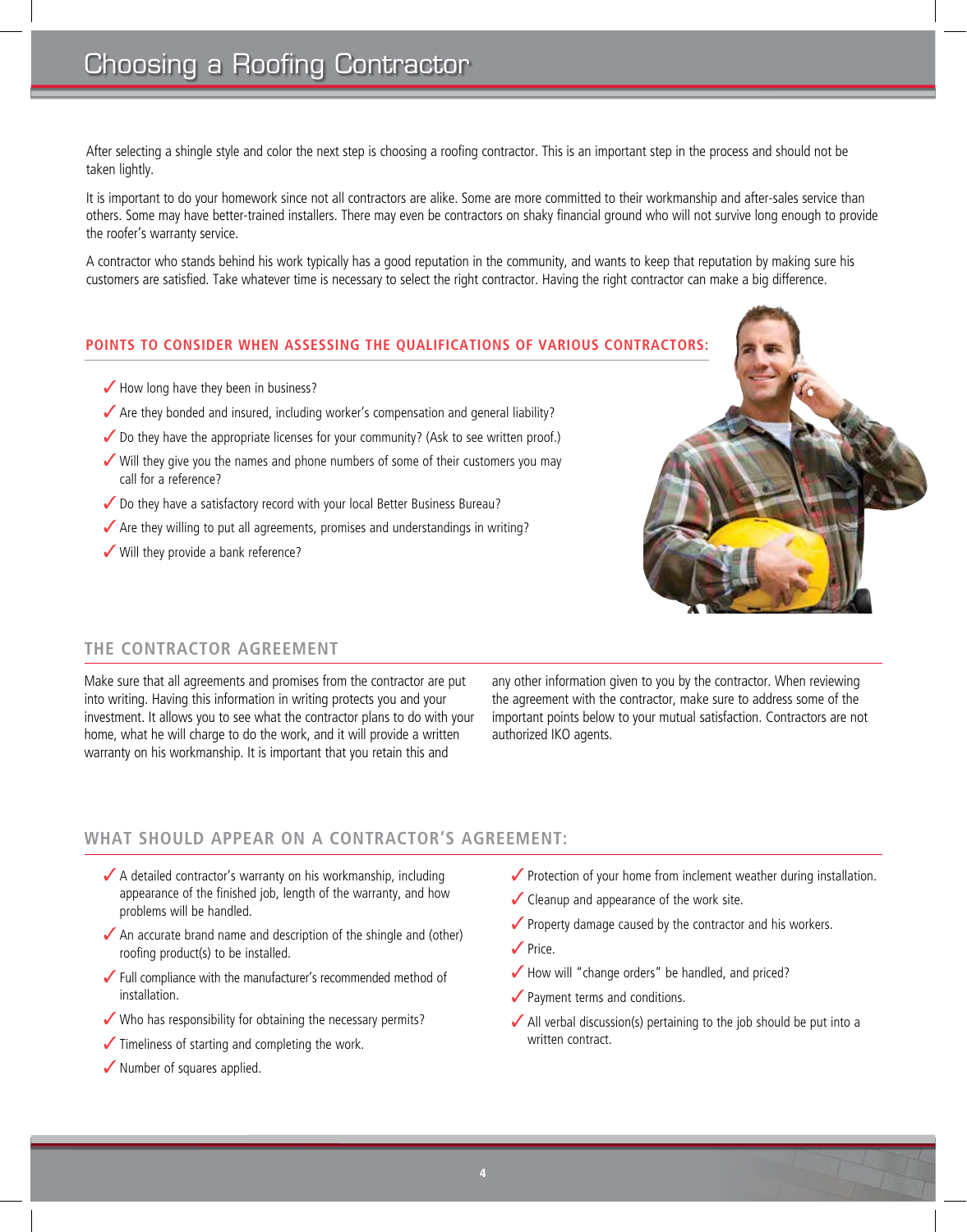# Choosing a Roofing Contractor

After selecting a shingle style and color the next step is choosing a roofing contractor. This is an important step in the process and should not be taken lightly.

It is important to do your homework since not all contractors are alike. Some are more committed to their workmanship and after-sales service than others. Some may have better-trained installers. There may even be contractors on shaky financial ground who will not survive long enough to provide the roofer's warranty service.

A contractor who stands behind his work typically has a good reputation in the community, and wants to keep that reputation by making sure his customers are satisfied. Take whatever time is necessary to select the right contractor. Having the right contractor can make a big difference.

## POINTS TO CONSIDER WHEN ASSESSING THE QUALIFICATIONS OF VARIOUS CONTRACTORS:

- ✓ How long have they been in business?
- ✓ Are they bonded and insured, including worker's compensation and general liability?
- ✓ Do they have the appropriate licenses for your community? (Ask to see written proof.)
- ✓ Will they give you the names and phone numbers of some of their customers you may call for a reference?
- ✓ Do they have a satisfactory record with your local Better Business Bureau?
- ✓ Are they willing to put all agreements, promises and understandings in writing?
- ✓ Will they provide a bank reference?

## THE CONTRACTOR AGREEMENT

Make sure that all agreements and promises from the contractor are put into writing. Having this information in writing protects you and your investment. It allows you to see what the contractor plans to do with your home, what he will charge to do the work, and it will provide a written warranty on his workmanship. It is important that you retain this and any other information given to you by the contractor. When reviewing the agreement with the contractor, make sure to address some of the important points below to your mutual satisfaction. Contractors are not authorized IKO agents.

## WHAT SHOULD APPEAR ON A CONTRACTOR'S AGREEMENT:

- ✓ A detailed contractor's warranty on his workmanship, including appearance of the finished job, length of the warranty, and how problems will be handled.
- ✓ An accurate brand name and description of the shingle and (other) roofing product(s) to be installed.
- ✓ Full compliance with the manufacturer's recommended method of installation.
- ✓ Who has responsibility for obtaining the necessary permits?
- ✓ Timeliness of starting and completing the work.
- ✓ Number of squares applied.
- ✓ Protection of your home from inclement weather during installation.
- ✓ Cleanup and appearance of the work site.
- ✓ Property damage caused by the contractor and his workers.
- ✓ Price.
- ✓ How will "change orders" be handled, and priced?
- ✓ Payment terms and conditions.
- ✓ All verbal discussion(s) pertaining to the job should be put into a written contract.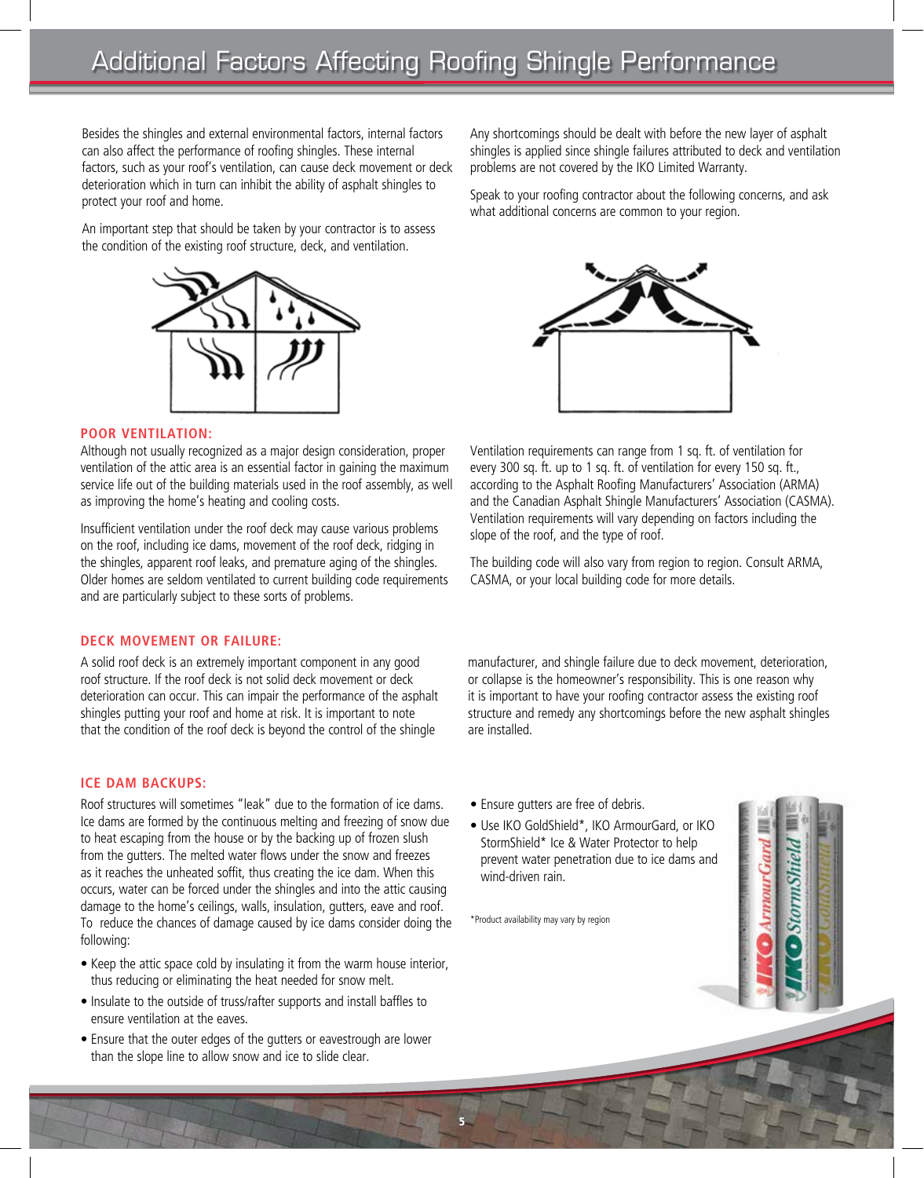# Additional Factors Affecting Roofing Shingle Performance

Besides the shingles and external environmental factors, internal factors can also affect the performance of roofing shingles. These internal factors, such as your roof's ventilation, can cause deck movement or deck deterioration which in turn can inhibit the ability of asphalt shingles to protect your roof and home.

An important step that should be taken by your contractor is to assess the condition of the existing roof structure, deck, and ventilation.

Any shortcomings should be dealt with before the new layer of asphalt shingles is applied since shingle failures attributed to deck and ventilation problems are not covered by the IKO Limited Warranty.

Speak to your roofing contractor about the following concerns, and ask what additional concerns are common to your region.

### POOR VENTILATION:

Although not usually recognized as a major design consideration, proper ventilation of the attic area is an essential factor in gaining the maximum service life out of the building materials used in the roof assembly, as well as improving the home's heating and cooling costs.

Insufficient ventilation under the roof deck may cause various problems on the roof, including ice dams, movement of the roof deck, ridging in the shingles, apparent roof leaks, and premature aging of the shingles. Older homes are seldom ventilated to current building code requirements and are particularly subject to these sorts of problems.

Ventilation requirements can range from 1 sq. ft. of ventilation for every 300 sq. ft. up to 1 sq. ft. of ventilation for every 150 sq. ft., according to the Asphalt Roofing Manufacturers' Association (ARMA) and the Canadian Asphalt Shingle Manufacturers' Association (CASMA). Ventilation requirements will vary depending on factors including the slope of the roof, and the type of roof.

The building code will also vary from region to region. Consult ARMA, CASMA, or your local building code for more details.

### DECK MOVEMENT OR FAILURE:

A solid roof deck is an extremely important component in any good roof structure. If the roof deck is not solid deck movement or deck deterioration can occur. This can impair the performance of the asphalt shingles putting your roof and home at risk. It is important to note that the condition of the roof deck is beyond the control of the shingle manufacturer, and shingle failure due to deck movement, deterioration, or collapse is the homeowner's responsibility. This is one reason why it is important to have your roofing contractor assess the existing roof structure and remedy any shortcomings before the new asphalt shingles are installed.

### ICE DAM BACKUPS:

Roof structures will sometimes "leak" due to the formation of ice dams. Ice dams are formed by the continuous melting and freezing of snow due to heat escaping from the house or by the backing up of frozen slush from the gutters. The melted water flows under the snow and freezes as it reaches the unheated soffit, thus creating the ice dam. When this occurs, water can be forced under the shingles and into the attic causing damage to the home's ceilings, walls, insulation, gutters, eave and roof. To reduce the chances of damage caused by ice dams consider doing the following:

- Keep the attic space cold by insulating it from the warm house interior, thus reducing or eliminating the heat needed for snow melt.
- Insulate to the outside of truss/rafter supports and install baffles to ensure ventilation at the eaves.
- Ensure that the outer edges of the gutters or eavestrough are lower than the slope line to allow snow and ice to slide clear.
- Ensure gutters are free of debris.
- Use IKO GoldShield*, IKO ArmourGard, or IKO StormShield* Ice & Water Protector to help prevent water penetration due to ice dams and wind-driven rain.

*Product availability may vary by region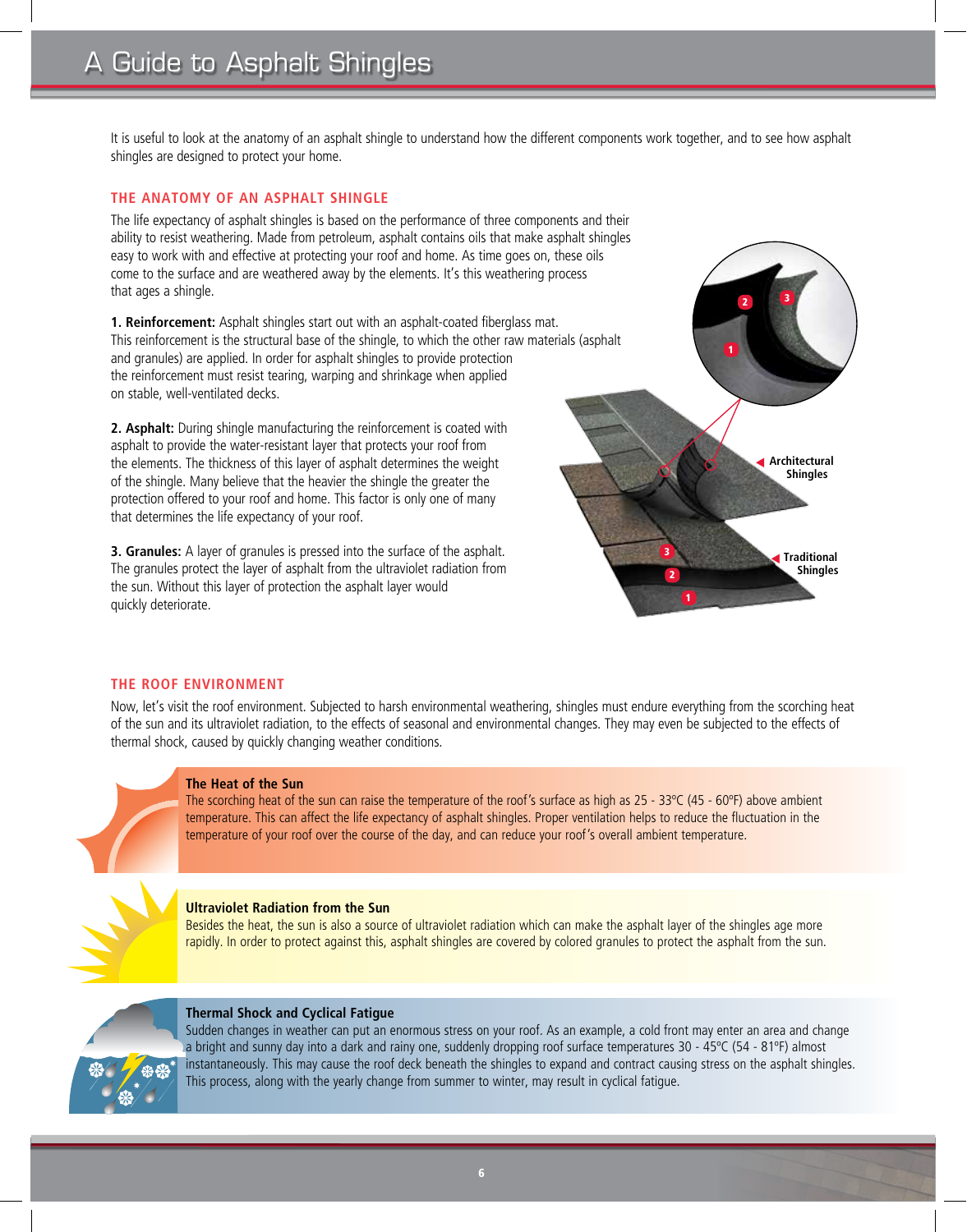# A Guide to Asphalt Shingles

It is useful to look at the anatomy of an asphalt shingle to understand how the different components work together, and to see how asphalt shingles are designed to protect your home.

## THE ANATOMY OF AN ASPHALT SHINGLE

The life expectancy of asphalt shingles is based on the performance of three components and their ability to resist weathering. Made from petroleum, asphalt contains oils that make asphalt shingles easy to work with and effective at protecting your roof and home. As time goes on, these oils come to the surface and are weathered away by the elements. It's this weathering process that ages a shingle.

**1. Reinforcement:** Asphalt shingles start out with an asphalt-coated fiberglass mat. This reinforcement is the structural base of the shingle, to which the other raw materials (asphalt and granules) are applied. In order for asphalt shingles to provide protection the reinforcement must resist tearing, warping and shrinkage when applied on stable, well-ventilated decks.

**2. Asphalt:** During shingle manufacturing the reinforcement is coated with asphalt to provide the water-resistant layer that protects your roof from the elements. The thickness of this layer of asphalt determines the weight of the shingle. Many believe that the heavier the shingle the greater the protection offered to your roof and home. This factor is only one of many that determines the life expectancy of your roof.

**3. Granules:** A layer of granules is pressed into the surface of the asphalt. The granules protect the layer of asphalt from the ultraviolet radiation from the sun. Without this layer of protection the asphalt layer would quickly deteriorate.

Architectural Shingles

Traditional Shingles

## THE ROOF ENVIRONMENT

Now, let's visit the roof environment. Subjected to harsh environmental weathering, shingles must endure everything from the scorching heat of the sun and its ultraviolet radiation, to the effects of seasonal and environmental changes. They may even be subjected to the effects of thermal shock, caused by quickly changing weather conditions.

### The Heat of the Sun

The scorching heat of the sun can raise the temperature of the roof's surface as high as 25 - 33ºC (45 - 60ºF) above ambient temperature. This can affect the life expectancy of asphalt shingles. Proper ventilation helps to reduce the fluctuation in the temperature of your roof over the course of the day, and can reduce your roof's overall ambient temperature.

### Ultraviolet Radiation from the Sun

Besides the heat, the sun is also a source of ultraviolet radiation which can make the asphalt layer of the shingles age more rapidly. In order to protect against this, asphalt shingles are covered by colored granules to protect the asphalt from the sun.

### Thermal Shock and Cyclical Fatigue

Sudden changes in weather can put an enormous stress on your roof. As an example, a cold front may enter an area and change a bright and sunny day into a dark and rainy one, suddenly dropping roof surface temperatures 30 - 45ºC (54 - 81ºF) almost instantaneously. This may cause the roof deck beneath the shingles to expand and contract causing stress on the asphalt shingles. This process, along with the yearly change from summer to winter, may result in cyclical fatigue.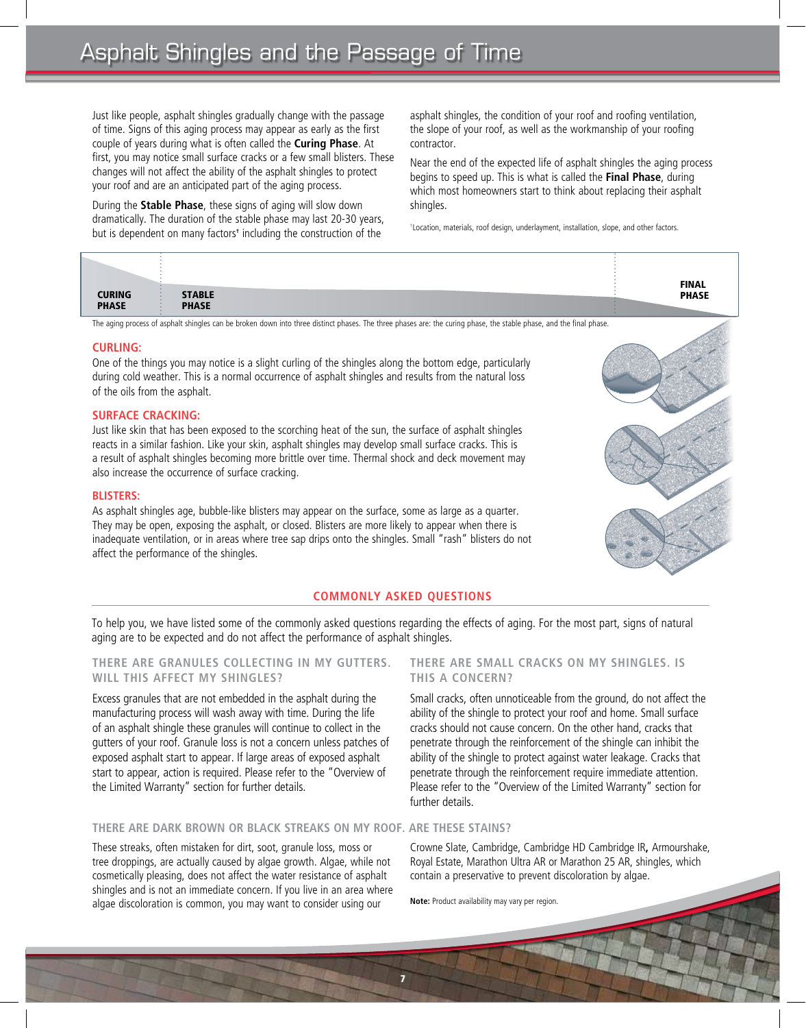# Asphalt Shingles and the Passage of Time

Just like people, asphalt shingles gradually change with the passage of time. Signs of this aging process may appear as early as the first couple of years during what is often called the **Curing Phase**. At first, you may notice small surface cracks or a few small blisters. These changes will not affect the ability of the asphalt shingles to protect your roof and are an anticipated part of the aging process.

During the **Stable Phase**, these signs of aging will slow down dramatically. The duration of the stable phase may last 20-30 years, but is dependent on many factors[1] including the construction of the asphalt shingles, the condition of your roof and roofing ventilation, the slope of your roof, as well as the workmanship of your roofing contractor.

Near the end of the expected life of asphalt shingles the aging process begins to speed up. This is what is called the **Final Phase**, during which most homeowners start to think about replacing their asphalt shingles.

[1] Location, materials, roof design, underlayment, installation, slope, and other factors.

CURING PHASE | STABLE PHASE | FINAL PHASE

The aging process of asphalt shingles can be broken down into three distinct phases. The three phases are: the curing phase, the stable phase, and the final phase.

### CURLING:

One of the things you may notice is a slight curling of the shingles along the bottom edge, particularly during cold weather. This is a normal occurrence of asphalt shingles and results from the natural loss of the oils from the asphalt.

### SURFACE CRACKING:

Just like skin that has been exposed to the scorching heat of the sun, the surface of asphalt shingles reacts in a similar fashion. Like your skin, asphalt shingles may develop small surface cracks. This is a result of asphalt shingles becoming more brittle over time. Thermal shock and deck movement may also increase the occurrence of surface cracking.

### BLISTERS:

As asphalt shingles age, bubble-like blisters may appear on the surface, some as large as a quarter. They may be open, exposing the asphalt, or closed. Blisters are more likely to appear when there is inadequate ventilation, or in areas where tree sap drips onto the shingles. Small "rash" blisters do not affect the performance of the shingles.

## COMMONLY ASKED QUESTIONS

To help you, we have listed some of the commonly asked questions regarding the effects of aging. For the most part, signs of natural aging are to be expected and do not affect the performance of asphalt shingles.

### THERE ARE GRANULES COLLECTING IN MY GUTTERS. WILL THIS AFFECT MY SHINGLES?

Excess granules that are not embedded in the asphalt during the manufacturing process will wash away with time. During the life of an asphalt shingle these granules will continue to collect in the gutters of your roof. Granule loss is not a concern unless patches of exposed asphalt start to appear. If large areas of exposed asphalt start to appear, action is required. Please refer to the "Overview of the Limited Warranty" section for further details.

### THERE ARE SMALL CRACKS ON MY SHINGLES. IS THIS A CONCERN?

Small cracks, often unnoticeable from the ground, do not affect the ability of the shingle to protect your roof and home. Small surface cracks should not cause concern. On the other hand, cracks that penetrate through the reinforcement of the shingle can inhibit the ability of the shingle to protect against water leakage. Cracks that penetrate through the reinforcement require immediate attention. Please refer to the "Overview of the Limited Warranty" section for further details.

### THERE ARE DARK BROWN OR BLACK STREAKS ON MY ROOF. ARE THESE STAINS?

These streaks, often mistaken for dirt, soot, granule loss, moss or tree droppings, are actually caused by algae growth. Algae, while not cosmetically pleasing, does not affect the water resistance of asphalt shingles and is not an immediate concern. If you live in an area where algae discoloration is common, you may want to consider using our Crowne Slate, Cambridge, Cambridge HD Cambridge IR**,** Armourshake, Royal Estate, Marathon Ultra AR or Marathon 25 AR, shingles, which contain a preservative to prevent discoloration by algae.

**Note:** Product availability may vary per region.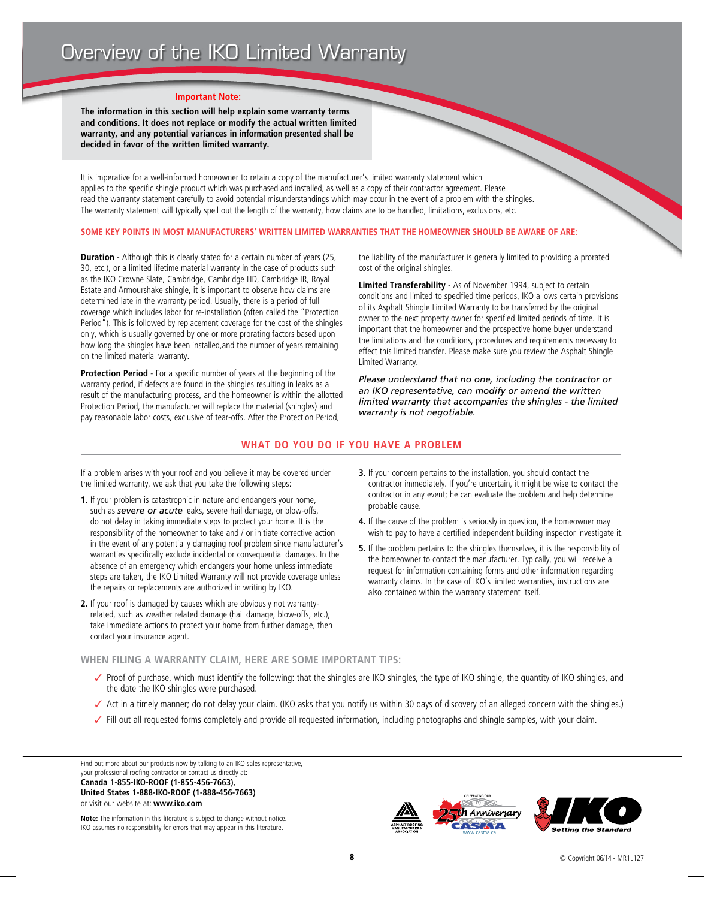# Overview of the IKO Limited Warranty

**Important Note:**

**The information in this section will help explain some warranty terms and conditions. It does not replace or modify the actual written limited warranty, and any potential variances in information presented shall be decided in favor of the written limited warranty.**

It is imperative for a well-informed homeowner to retain a copy of the manufacturer's limited warranty statement which applies to the specific shingle product which was purchased and installed, as well as a copy of their contractor agreement. Please read the warranty statement carefully to avoid potential misunderstandings which may occur in the event of a problem with the shingles. The warranty statement will typically spell out the length of the warranty, how claims are to be handled, limitations, exclusions, etc.

## SOME KEY POINTS IN MOST MANUFACTURERS' WRITTEN LIMITED WARRANTIES THAT THE HOMEOWNER SHOULD BE AWARE OF ARE:

**Duration** - Although this is clearly stated for a certain number of years (25, 30, etc.), or a limited lifetime material warranty in the case of products such as the IKO Crowne Slate, Cambridge, Cambridge HD, Cambridge IR, Royal Estate and Armourshake shingle, it is important to observe how claims are determined late in the warranty period. Usually, there is a period of full coverage which includes labor for re-installation (often called the "Protection Period"). This is followed by replacement coverage for the cost of the shingles only, which is usually governed by one or more prorating factors based upon how long the shingles have been installed,and the number of years remaining on the limited material warranty.

**Protection Period** - For a specific number of years at the beginning of the warranty period, if defects are found in the shingles resulting in leaks as a result of the manufacturing process, and the homeowner is within the allotted Protection Period, the manufacturer will replace the material (shingles) and pay reasonable labor costs, exclusive of tear-offs. After the Protection Period, the liability of the manufacturer is generally limited to providing a prorated cost of the original shingles.

**Limited Transferability** - As of November 1994, subject to certain conditions and limited to specified time periods, IKO allows certain provisions of its Asphalt Shingle Limited Warranty to be transferred by the original owner to the next property owner for specified limited periods of time. It is important that the homeowner and the prospective home buyer understand the limitations and the conditions, procedures and requirements necessary to effect this limited transfer. Please make sure you review the Asphalt Shingle Limited Warranty.

*Please understand that no one, including the contractor or an IKO representative, can modify or amend the written limited warranty that accompanies the shingles - the limited warranty is not negotiable.*

## WHAT DO YOU DO IF YOU HAVE A PROBLEM

If a problem arises with your roof and you believe it may be covered under the limited warranty, we ask that you take the following steps:

1. If your problem is catastrophic in nature and endangers your home, such as *severe or acute* leaks, severe hail damage, or blow-offs, do not delay in taking immediate steps to protect your home. It is the responsibility of the homeowner to take and / or initiate corrective action in the event of any potentially damaging roof problem since manufacturer's warranties specifically exclude incidental or consequential damages. In the absence of an emergency which endangers your home unless immediate steps are taken, the IKO Limited Warranty will not provide coverage unless the repairs or replacements are authorized in writing by IKO.
2. If your roof is damaged by causes which are obviously not warranty-related, such as weather related damage (hail damage, blow-offs, etc.), take immediate actions to protect your home from further damage, then contact your insurance agent.
3. If your concern pertains to the installation, you should contact the contractor immediately. If you're uncertain, it might be wise to contact the contractor in any event; he can evaluate the problem and help determine probable cause.
4. If the cause of the problem is seriously in question, the homeowner may wish to pay to have a certified independent building inspector investigate it.
5. If the problem pertains to the shingles themselves, it is the responsibility of the homeowner to contact the manufacturer. Typically, you will receive a request for information containing forms and other information regarding warranty claims. In the case of IKO's limited warranties, instructions are also contained within the warranty statement itself.

## WHEN FILING A WARRANTY CLAIM, HERE ARE SOME IMPORTANT TIPS:

- ✓ Proof of purchase, which must identify the following: that the shingles are IKO shingles, the type of IKO shingle, the quantity of IKO shingles, and the date the IKO shingles were purchased.
- ✓ Act in a timely manner; do not delay your claim. (IKO asks that you notify us within 30 days of discovery of an alleged concern with the shingles.)
- ✓ Fill out all requested forms completely and provide all requested information, including photographs and shingle samples, with your claim.

Find out more about our products now by talking to an IKO sales representative, your professional roofing contractor or contact us directly at:
**Canada 1-855-IKO-ROOF (1-855-456-7663),**
**United States 1-888-IKO-ROOF (1-888-456-7663)**
or visit our website at: **www.iko.com**

**Note:** The information in this literature is subject to change without notice. IKO assumes no responsibility for errors that may appear in this literature.

ASPHALT ROOFING MANUFACTURERS ASSOCIATION

CELEBRATING OUR 25th Anniversary CASMA www.casma.ca

IKO Setting the Standard

© Copyright 06/14 - MR1L127